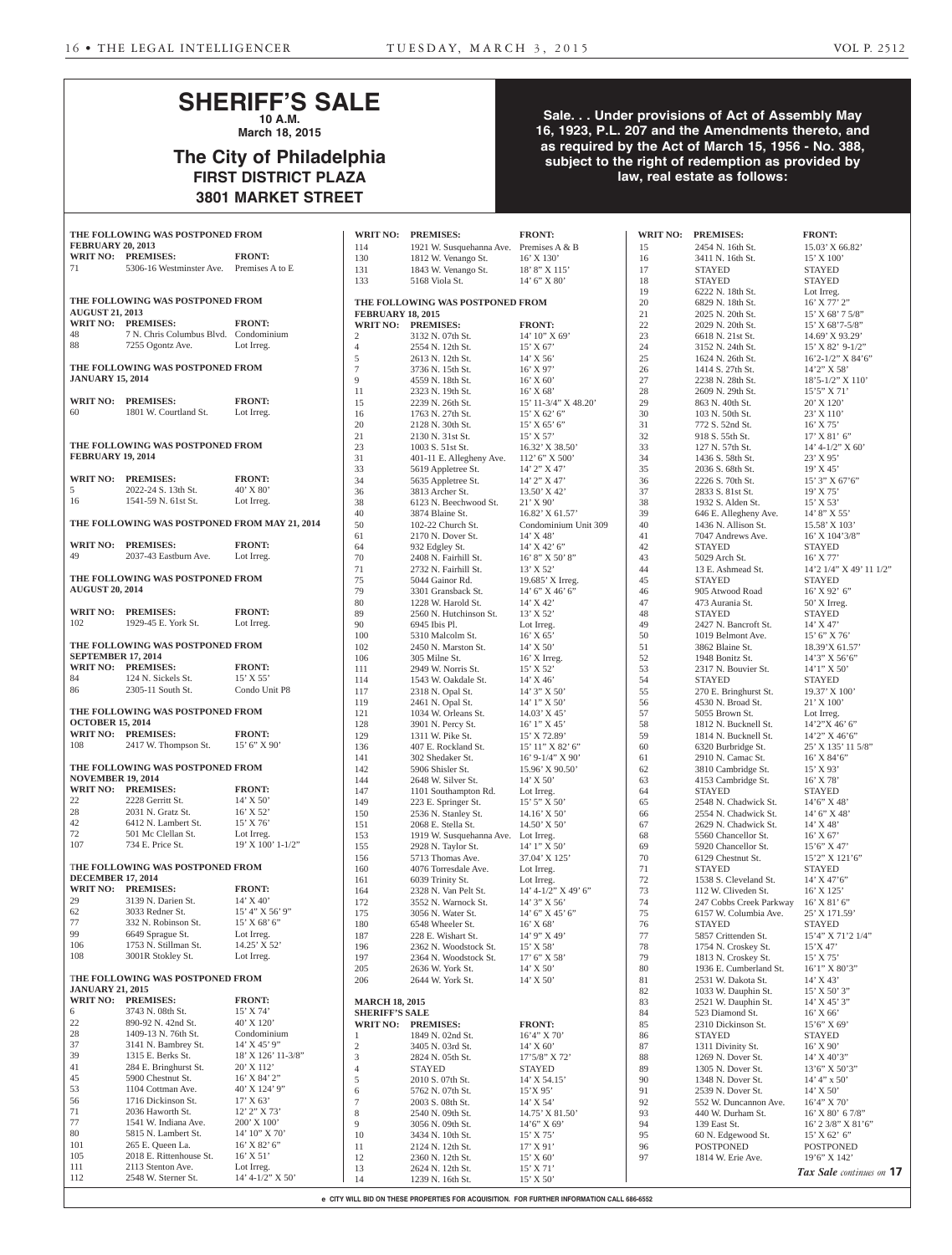# SHERIFF'S SALE

**10 A.M.**
**March 18, 2015**

## The City of Philadelphia

**FIRST DISTRICT PLAZA**
**3801 MARKET STREET**

**Sale. . . Under provisions of Act of Assembly May 16, 1923, P.L. 207 and the Amendments thereto, and as required by the Act of March 15, 1956 - No. 388, subject to the right of redemption as provided by law, real estate as follows:**

**THE FOLLOWING WAS POSTPONED FROM FEBRUARY 20, 2013**

| WRIT NO: | PREMISES: | FRONT: |
|---|---|---|
| 71 | 5306-16 Westminster Ave. | Premises A to E |

**THE FOLLOWING WAS POSTPONED FROM AUGUST 21, 2013**

| WRIT NO: | PREMISES: | FRONT: |
|---|---|---|
| 48 | 7 N. Chris Columbus Blvd. | Condominium |
| 88 | 7255 Ogontz Ave. | Lot Irreg. |

**THE FOLLOWING WAS POSTPONED FROM JANUARY 15, 2014**

| WRIT NO: | PREMISES: | FRONT: |
|---|---|---|
| 60 | 1801 W. Courtland St. | Lot Irreg. |

**THE FOLLOWING WAS POSTPONED FROM FEBRUARY 19, 2014**

| WRIT NO: | PREMISES: | FRONT: |
|---|---|---|
| 5 | 2022-24 S. 13th St. | 40' X 80' |
| 16 | 1541-59 N. 61st St. | Lot Irreg. |

**THE FOLLOWING WAS POSTPONED FROM MAY 21, 2014**

| WRIT NO: | PREMISES: | FRONT: |
|---|---|---|
| 49 | 2037-43 Eastburn Ave. | Lot Irreg. |

**THE FOLLOWING WAS POSTPONED FROM AUGUST 20, 2014**

| WRIT NO: | PREMISES: | FRONT: |
|---|---|---|
| 102 | 1929-45 E. York St. | Lot Irreg. |

**THE FOLLOWING WAS POSTPONED FROM SEPTEMBER 17, 2014**

| WRIT NO: | PREMISES: | FRONT: |
|---|---|---|
| 84 | 124 N. Sickels St. | 15' X 55' |
| 86 | 2305-11 South St. | Condo Unit P8 |

**THE FOLLOWING WAS POSTPONED FROM OCTOBER 15, 2014**

| WRIT NO: | PREMISES: | FRONT: |
|---|---|---|
| 108 | 2417 W. Thompson St. | 15' 6" X 90' |

**THE FOLLOWING WAS POSTPONED FROM NOVEMBER 19, 2014**

| WRIT NO: | PREMISES: | FRONT: |
|---|---|---|
| 22 | 2228 Gerritt St. | 14' X 50' |
| 28 | 2031 N. Gratz St. | 16' X 52' |
| 42 | 6412 N. Lambert St. | 15' X 76' |
| 72 | 501 Mc Clellan St. | Lot Irreg. |
| 107 | 734 E. Price St. | 19' X 100' 1-1/2" |

**THE FOLLOWING WAS POSTPONED FROM DECEMBER 17, 2014**

| WRIT NO: | PREMISES: | FRONT: |
|---|---|---|
| 29 | 3139 N. Darien St. | 14' X 40' |
| 62 | 3033 Redner St. | 15' 4" X 56' 9" |
| 77 | 332 N. Robinson St. | 15' X 68' 6" |
| 99 | 6649 Sprague St. | Lot Irreg. |
| 106 | 1753 N. Stillman St. | 14.25' X 52' |
| 108 | 3001R Stokley St. | Lot Irreg. |

**THE FOLLOWING WAS POSTPONED FROM JANUARY 21, 2015**

| WRIT NO: | PREMISES: | FRONT: |
|---|---|---|
| 6 | 3743 N. 08th St. | 15' X 74' |
| 22 | 890-92 N. 42nd St. | 40' X 120' |
| 28 | 1409-13 N. 76th St. | Condominium |
| 37 | 3141 N. Bambrey St. | 14' X 45' 9" |
| 39 | 1315 E. Berks St. | 18' X 126' 11-3/8" |
| 41 | 284 E. Bringhurst St. | 20' X 112' |
| 45 | 5900 Chestnut St. | 16' X 84' 2" |
| 53 | 1104 Cottman Ave. | 40' X 124' 9" |
| 56 | 1716 Dickinson St. | 17' X 63' |
| 71 | 2036 Haworth St. | 12' 2" X 73' |
| 77 | 1541 W. Indiana Ave. | 200' X 100' |
| 80 | 5815 N. Lambert St. | 14' 10" X 70' |
| 101 | 265 E. Queen La. | 16' X 82' 6" |
| 105 | 2018 E. Rittenhouse St. | 16' X 51' |
| 111 | 2113 Stenton Ave. | Lot Irreg. |
| 112 | 2548 W. Sterner St. | 14' 4-1/2" X 50' |
| 114 | 1921 W. Susquehanna Ave. | Premises A & B |
| 130 | 1812 W. Venango St. | 16' X 130' |
| 131 | 1843 W. Venango St. | 18' 8" X 115' |
| 133 | 5168 Viola St. | 14' 6" X 80' |

**THE FOLLOWING WAS POSTPONED FROM FEBRUARY 18, 2015**

| WRIT NO: | PREMISES: | FRONT: |
|---|---|---|
| 2 | 3132 N. 07th St. | 14' 10" X 69' |
| 4 | 2554 N. 12th St. | 15' X 67' |
| 5 | 2613 N. 12th St. | 14' X 56' |
| 7 | 3736 N. 15th St. | 16' X 97' |
| 9 | 4559 N. 18th St. | 16' X 60' |
| 11 | 2323 N. 19th St. | 16' X 68' |
| 15 | 2239 N. 26th St. | 15' 11-3/4" X 48.20' |
| 16 | 1763 N. 27th St. | 15' X 62' 6" |
| 20 | 2128 N. 30th St. | 15' X 65' 6" |
| 21 | 2130 N. 31st St. | 15' X 57' |
| 23 | 1003 S. 51st St. | 16.32' X 38.50' |
| 31 | 401-11 E. Allegheny Ave. | 112' 6" X 500' |
| 33 | 5619 Appletree St. | 14' 2" X 47' |
| 34 | 5635 Appletree St. | 14' 2" X 47' |
| 36 | 3813 Archer St. | 13.50' X 42' |
| 38 | 6123 N. Beechwood St. | 21' X 90' |
| 40 | 3874 Blaine St. | 16.82' X 61.57' |
| 50 | 102-22 Church St. | Condominium Unit 309 |
| 61 | 2170 N. Dover St. | 14' X 48' |
| 64 | 932 Edgley St. | 14' X 42' 6" |
| 70 | 2408 N. Fairhill St. | 16' 8" X 50' 8" |
| 71 | 2732 N. Fairhill St. | 13' X 52' |
| 75 | 5044 Gainor Rd. | 19.685' X Irreg. |
| 79 | 3301 Gransback St. | 14' 6" X 46' 6" |
| 80 | 1228 W. Harold St. | 14' X 42' |
| 89 | 2560 N. Hutchinson St. | 13' X 52' |
| 90 | 6945 Ibis Pl. | Lot Irreg. |
| 100 | 5310 Malcolm St. | 16' X 65' |
| 102 | 2450 N. Marston St. | 14' X 50' |
| 106 | 305 Milne St. | 16' X Irreg. |
| 111 | 2949 W. Norris St. | 15' X 52' |
| 114 | 1543 W. Oakdale St. | 14' X 46' |
| 117 | 2318 N. Opal St. | 14' 3" X 50' |
| 119 | 2461 N. Opal St. | 14' 1" X 50' |
| 121 | 1034 W. Orleans St. | 14.03' X 45' |
| 128 | 3901 N. Percy St. | 16' 1" X 45' |
| 129 | 1311 W. Pike St. | 15' X 72.89' |
| 136 | 407 E. Rockland St. | 15' 11" X 82' 6" |
| 141 | 302 Shedaker St. | 16' 9-1/4" X 90' |
| 142 | 5906 Shisler St. | 15.96' X 90.50' |
| 144 | 2648 W. Silver St. | 14' X 50' |
| 147 | 1101 Southampton Rd. | Lot Irreg. |
| 149 | 223 E. Springer St. | 15' 5" X 50' |
| 150 | 2536 N. Stanley St. | 14.16' X 50' |
| 151 | 2068 E. Stella St. | 14.50' X 50' |
| 153 | 1919 W. Susquehanna Ave. | Lot Irreg. |
| 155 | 2928 N. Taylor St. | 14' 1" X 50' |
| 156 | 5713 Thomas Ave. | 37.04' X 125' |
| 160 | 4076 Torresdale Ave. | Lot Irreg. |
| 161 | 6039 Trinity St. | Lot Irreg. |
| 164 | 2328 N. Van Pelt St. | 14' 4-1/2" X 49' 6" |
| 172 | 3552 N. Warnock St. | 14' 3" X 56' |
| 175 | 3056 N. Water St. | 14' 6" X 45' 6" |
| 180 | 6548 Wheeler St. | 16' X 68' |
| 187 | 228 E. Wishart St. | 14' 9" X 49' |
| 196 | 2362 N. Woodstock St. | 15' X 58' |
| 197 | 2364 N. Woodstock St. | 17' 6" X 58' |
| 205 | 2636 W. York St. | 14' X 50' |
| 206 | 2644 W. York St. | 14' X 50' |

**MARCH 18, 2015**
**SHERIFF'S SALE**

| WRIT NO: | PREMISES: | FRONT: |
|---|---|---|
| 1 | 1849 N. 02nd St. | 16'4" X 70' |
| 2 | 3405 N. 03rd St. | 14' X 60' |
| 3 | 2824 N. 05th St. | 17'5/8" X 72' |
| 4 | STAYED | STAYED |
| 5 | 2010 S. 07th St. | 14' X 54.15' |
| 6 | 5762 N. 07th St. | 15'X 95' |
| 7 | 2003 S. 08th St. | 14' X 54' |
| 8 | 2540 N. 09th St. | 14.75' X 81.50' |
| 9 | 3056 N. 09th St. | 14'6" X 69' |
| 10 | 3434 N. 10th St. | 15' X 75' |
| 11 | 2124 N. 12th St. | 17' X 91' |
| 12 | 2360 N. 12th St. | 15' X 60' |
| 13 | 2624 N. 12th St. | 15' X 71' |
| 14 | 1239 N. 16th St. | 15' X 50' |
| 15 | 2454 N. 16th St. | 15.03' X 66.82' |
| 16 | 3411 N. 16th St. | 15' X 100' |
| 17 | STAYED | STAYED |
| 18 | STAYED | STAYED |
| 19 | 6222 N. 18th St. | Lot Irreg. |
| 20 | 6829 N. 18th St. | 16' X 77' 2" |
| 21 | 2025 N. 20th St. | 15' X 68' 7 5/8" |
| 22 | 2029 N. 20th St. | 15' X 68'7-5/8" |
| 23 | 6618 N. 21st St. | 14.69' X 93.29' |
| 24 | 3152 N. 24th St. | 15' X 82' 9-1/2" |
| 25 | 1624 N. 26th St. | 16'2-1/2" X 84'6" |
| 26 | 1414 S. 27th St. | 14'2" X 58' |
| 27 | 2238 N. 28th St. | 18'5-1/2" X 110' |
| 28 | 2609 N. 29th St. | 15'5" X 71' |
| 29 | 863 N. 40th St. | 20' X 120' |
| 30 | 103 N. 50th St. | 23' X 110' |
| 31 | 772 S. 52nd St. | 16' X 75' |
| 32 | 918 S. 55th St. | 17' X 81' 6" |
| 33 | 127 N. 57th St. | 14' 4-1/2" X 60' |
| 34 | 1436 S. 58th St. | 23' X 95' |
| 35 | 2036 S. 68th St. | 19' X 45' |
| 36 | 2226 S. 70th St. | 15' 3" X 67'6" |
| 37 | 2833 S. 81st St. | 19' X 75' |
| 38 | 1932 S. Alden St. | 15' X 53' |
| 39 | 646 E. Allegheny Ave. | 14' 8" X 55' |
| 40 | 1436 N. Allison St. | 15.58' X 103' |
| 41 | 7047 Andrews Ave. | 16' X 104'3/8" |
| 42 | STAYED | STAYED |
| 43 | 5029 Arch St. | 16' X 77' |
| 44 | 13 E. Ashmead St. | 14'2 1/4" X 49' 11 1/2" |
| 45 | STAYED | STAYED |
| 46 | 905 Atwood Road | 16' X 92' 6" |
| 47 | 473 Aurania St. | 50' X Irreg. |
| 48 | STAYED | STAYED |
| 49 | 2427 N. Bancroft St. | 14' X 47' |
| 50 | 1019 Belmont Ave. | 15' 6" X 76' |
| 51 | 3862 Blaine St. | 18.39'X 61.57' |
| 52 | 1948 Bonitz St. | 14'3" X 56'6" |
| 53 | 2317 N. Bouvier St. | 14'1" X 50' |
| 54 | STAYED | STAYED |
| 55 | 270 E. Bringhurst St. | 19.37' X 100' |
| 56 | 4530 N. Broad St. | 21' X 100' |
| 57 | 5055 Brown St. | Lot Irreg. |
| 58 | 1812 N. Bucknell St. | 14'2"X 46' 6" |
| 59 | 1814 N. Bucknell St. | 14'2" X 46'6" |
| 60 | 6320 Burbridge St. | 25' X 135' 11 5/8" |
| 61 | 2910 N. Camac St. | 16' X 84'6" |
| 62 | 3810 Cambridge St. | 15' X 93' |
| 63 | 4153 Cambridge St. | 16' X 78' |
| 64 | STAYED | STAYED |
| 65 | 2548 N. Chadwick St. | 14'6" X 48' |
| 66 | 2554 N. Chadwick St. | 14' 6" X 48' |
| 67 | 2629 N. Chadwick St. | 14' X 48' |
| 68 | 5560 Chancellor St. | 16' X 67' |
| 69 | 5920 Chancellor St. | 15'6" X 47' |
| 70 | 6129 Chestnut St. | 15'2" X 121'6" |
| 71 | STAYED | STAYED |
| 72 | 1538 S. Cleveland St. | 14' X 47'6" |
| 73 | 112 W. Cliveden St. | 16' X 125' |
| 74 | 247 Cobbs Creek Parkway | 16' X 81' 6" |
| 75 | 6157 W. Columbia Ave. | 25' X 171.59' |
| 76 | STAYED | STAYED |
| 77 | 5857 Crittenden St. | 15'4" X 71'2 1/4" |
| 78 | 1754 N. Croskey St. | 15'X 47' |
| 79 | 1813 N. Croskey St. | 15' X 75' |
| 80 | 1936 E. Cumberland St. | 16'1" X 80'3" |
| 81 | 2531 W. Dakota St. | 14' X 43' |
| 82 | 1033 W. Dauphin St. | 15' X 50' 3" |
| 83 | 2521 W. Dauphin St. | 14' X 45' 3" |
| 84 | 523 Diamond St. | 16' X 66' |
| 85 | 2310 Dickinson St. | 15'6" X 69' |
| 86 | STAYED | STAYED |
| 87 | 1311 Divinity St. | 16' X 90' |
| 88 | 1269 N. Dover St. | 14' X 40'3" |
| 89 | 1305 N. Dover St. | 13'6" X 50'3" |
| 90 | 1348 N. Dover St. | 14' 4" x 50' |
| 91 | 2539 N. Dover St. | 14' X 50' |
| 92 | 552 W. Duncannon Ave. | 16'4" X 70' |
| 93 | 440 W. Durham St. | 16' X 80' 6 7/8" |
| 94 | 139 East St. | 16' 2 3/8" X 81'6" |
| 95 | 60 N. Edgewood St. | 15' X 62' 6" |
| 96 | POSTPONED | POSTPONED |
| 97 | 1814 W. Erie Ave. | 19'6" X 142' |

*Tax Sale continues on* **17**

e CITY WILL BID ON THESE PROPERTIES FOR ACQUISITION. FOR FURTHER INFORMATION CALL 686-6552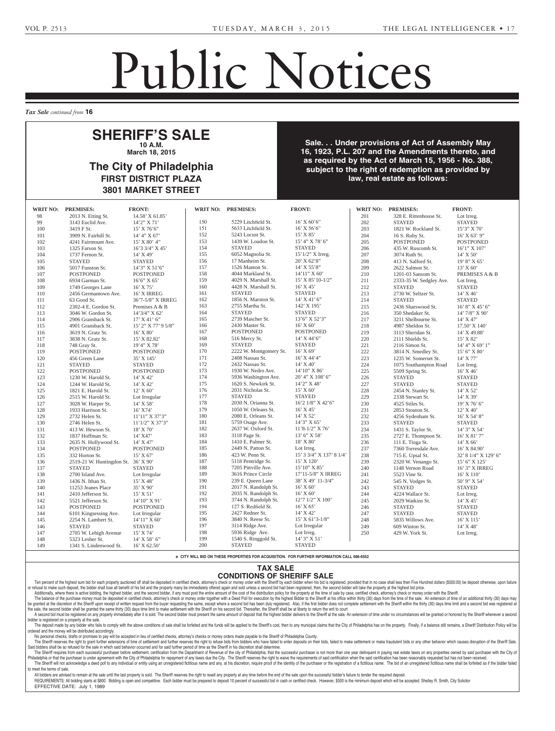# Public Notices

*Tax Sale continued from* **16**

## SHERIFF'S SALE

**10 A.M.**
**March 18, 2015**

### The City of Philadelphia
**FIRST DISTRICT PLAZA**
**3801 MARKET STREET**

**Sale. . . Under provisions of Act of Assembly May 16, 1923, P.L. 207 and the Amendments thereto, and as required by the Act of March 15, 1956 - No. 388, subject to the right of redemption as provided by law, real estate as follows:**

| WRIT NO: | PREMISES: | FRONT: |
|---|---|---|
| 98 | 2013 N. Etting St. | 14.58' X 61.85' |
| 99 | 3143 Euclid Ave. | 14'2" X 71' |
| 100 | 3419 F St. | 15' X 76'6" |
| 101 | 3909 N. Fairhill St. | 14' 4" X 67' |
| 102 | 4241 Fairmount Ave. | 15' X 80' 4" |
| 103 | 1325 Farson St. | 16'3 3/4" X 45' |
| 104 | 1737 Fernon St. | 14' X 49' |
| 105 | STAYED | STAYED |
| 106 | 5017 Funston St. | 14'3" X 51'6" |
| 107 | POSTPONED | POSTPONED |
| 108 | 6934 Garman St. | 16'6" X 65' |
| 109 | 1749 Georges Lane | 16' X 75' |
| 110 | 2456 Germantown Ave. | 16' X IRREG |
| 111 | 63 Good St. | 36'7-5/8" X IRREG |
| 112 | 2302-4 E. Gordon St. | Premises A & B |
| 113 | 3046 W. Gordon St. | 14'3/4" X 62' |
| 114 | 2906 Gransback St. | 17' X 41' 6" |
| 115 | 4901 Gransback St. | 15' 2" X 77' 9 5/8" |
| 116 | 3619 N. Gratz St. | 16' X 80' |
| 117 | 3838 N. Gratz St. | 15' X 82.82' |
| 118 | 748 Gray St. | 19'4" X 78' |
| 119 | POSTPONED | POSTPONED |
| 120 | 456 Green Lane | 35' X 145' |
| 121 | STAYED | STAYED |
| 122 | POSTPONED | POSTPONED |
| 123 | 1230 W. Harold St. | 14' X 42' |
| 124 | 1244 W. Harold St. | 14' X 42' |
| 125 | 1821 E. Harold St. | 12' X 60' |
| 126 | 2515 W. Harold St. | Lot Irregular |
| 127 | 3028 W. Harper St. | 14' X 58' |
| 128 | 1933 Harrison St. | 16' X74' |
| 129 | 2732 Helen St. | 11'11" X 37'3" |
| 130 | 2746 Helen St. | 11'1/2" X 37'3" |
| 131 | 413 W. Hewson St. | 18' X 70' |
| 132 | 1837 Hoffman St. | 14' X47' |
| 133 | 2635 N. Hollywood St. | 14' X 47' |
| 134 | POSTPONED | POSTPONED |
| 135 | 332 Horton St. | 15' X 67' |
| 136 | 2519-21 W. Huntingdon St. | 36' X 90' |
| 137 | STAYED | STAYED |
| 138 | 2700 Island Ave. | Lot Irregular |
| 139 | 1436 N. Ithan St. | 15' X 48' |
| 140 | 11253 Jeanes Place | 35' X 90' |
| 141 | 2410 Jefferson St. | 15' X 51' |
| 142 | 5521 Jefferson St. | 14'10" X 91' |
| 143 | POSTPONED | POSTPONED |
| 144 | 6101 Kingsessing Ave. | Lot Irregular |
| 145 | 2254 N. Lambert St. | 14'11" X 60' |
| 146 | STAYED | STAYED |
| 147 | 2705 W. Lehigh Avenue | 15' X 74' |
| 148 | 5323 Lesher St. | 14' X 58' 6" |
| 149 | 1341 S. Lindenwood St. | 16' X 62.50' |
| 150 | 5229 Litchfield St. | 16' X 60'6" |
| 151 | 5633 Litchfield St. | 16' X 56'6" |
| 152 | 5243 Locust St. | 15' X 85' |
| 153 | 1439 W. Loudon St. | 15' 4" X 78' 6" |
| 154 | STAYED | STAYED |
| 155 | 6052 Magnolia St. | 15'1/2" X Irreg. |
| 156 | 17 Manheim St. | 20' X 62'8" |
| 157 | 1526 Manton St. | 14' X 55'8" |
| 158 | 4044 Markland St. | 14'11" X 60' |
| 159 | 4029 N. Marshall St. | 15' X 85'10-1/2" |
| 160 | 4428 N. Marshall St. | 16' X 45' |
| 161 | STAYED | STAYED |
| 162 | 1856 N. Marston St. | 14' X 41' 6" |
| 163 | 2755 Martha St. | 142' X 195' |
| 164 | STAYED | STAYED |
| 165 | 2739 Mascher St. | 13'6" X 52'3" |
| 166 | 2430 Master St. | 16' X 60' |
| 167 | POSTPONED | POSTPONED |
| 168 | 516 Mercy St. | 14' X 44'6" |
| 169 | STAYED | STAYED |
| 170 | 2222 W. Montgomery St. | 16' X 69' |
| 171 | 2408 Nassau St. | 16' X 44'4" |
| 172 | 2432 Nassau St. | 14' X 40' |
| 173 | 1930 W. Nedro Ave. | 14'10" X 86' |
| 174 | 5936 Washington Ave. | 20' 4" X 108' 6" |
| 175 | 1620 S. Newkirk St. | 14'2" X 48' |
| 176 | 2031 Nicholas St. | 15' X 60' |
| 177 | STAYED | STAYED |
| 178 | 2030 N. Orianna St. | 16'2 1/8" X 42'6" |
| 179 | 1050 W. Orleans St. | 16' X 45' |
| 180 | 2080 E. Orleans St. | 14' X 52' |
| 181 | 5759 Osage Ave. | 14'3" X 65' |
| 182 | 2637 W. Oxford St. | 11'8-1/2" X 76' |
| 183 | 3118 Page St. | 13' 6" X 58' |
| 184 | 1410 E. Palmer St. | 18' X 80' |
| 185 | 2449 N. Patton St. | Lot Irreg. |
| 186 | 423 W. Penn St. | 15' 3 3/4" X 137' 8 1/4' |
| 187 | 5118 Pentridge St. | 15' X 120' |
| 188 | 7205 Pittville Ave. | 15'10" X 85' |
| 189 | 3616 Prince Circle | 17'11-5/8" X IRREG |
| 190 | 239 E. Queen Lane | 38' X 49' 11-3/4" |
| 191 | 2017 N. Randolph St. | 16' X 60' |
| 192 | 2035 N. Randolph St. | 16' X 60' |
| 193 | 3744 N. Randolph St. | 12'7 1/2" X 100' |
| 194 | 127 S. Redfield St. | 16' X 65' |
| 195 | 2427 Redner St. | 14' X 42' |
| 196 | 3840 N. Reese St. | 15' X 61'3-1/8" |
| 197 | 3114 Ridge Ave. | Lot Irregular |
| 198 | 5936 Ridge Ave. | Lot Irreg. |
| 199 | 1540 S. Ringgold St. | 14' 3" X 51' |
| 200 | STAYED | STAYED |
| 201 | 328 E. Rittenhouse St. | Lot Irreg. |
| 202 | STAYED | STAYED |
| 203 | 1821 W. Rockland St. | 15'3" X 70' |
| 204 | 16 S. Ruby St. | 16' X 63' 9" |
| 205 | POSTPONED | POSTPONED |
| 206 | 435 W. Ruscomb St. | 16'1" X 107' |
| 207 | 3074 Ruth St. | 14' X 50' |
| 208 | 413 N. Salford St. | 19' 8" X 65' |
| 209 | 2622 Salmon St. | 13' X 60' |
| 210 | 1201-03 Sansom St. | PREMISES A & B |
| 211 | 2333-35 W. Sedgley Ave. | Lot Irreg. |
| 212 | STAYED | STAYED |
| 213 | 2730 W. Seltzer St. | 14' X 46' |
| 214 | STAYED | STAYED |
| 215 | 2436 Sharswood St. | 16' 8" X 45' 6" |
| 216 | 350 Shedaker St. | 14' 7/8" X 90' |
| 217 | 3211 Shelbourne St. | 14' X 47' |
| 218 | 4987 Sheldon St. | 17.50' X 140' |
| 219 | 3113 Sheridan St. | 14' X 49.88' |
| 220 | 2111 Shields St. | 15' X 82' |
| 221 | 2116 Simon St. | 14' 4" X 69' 1" |
| 222 | 3814 N. Smedley St. | 15' 6" X 80' |
| 223 | 1235 W. Somerset St. | 14' X 77' |
| 224 | 1075 Southampton Road | Lot Irreg. |
| 225 | 5509 Spring St. | 16' X 46' |
| 226 | STAYED | STAYED |
| 227 | STAYED | STAYED |
| 228 | 2454 N. Stanley St. | 14' X 52' |
| 229 | 2338 Stewart St. | 14' X 39' |
| 230 | 4525 Stiles St. | 19' X 76' 6" |
| 231 | 2853 Stouton St. | 12' X 40' |
| 232 | 4256 Sydenham St. | 16' X 54' 8" |
| 233 | STAYED | STAYED |
| 234 | 1431 S. Taylor St. | 14' 3" X 54' |
| 235 | 2727 E. Thompson St. | 16' X 81' 7" |
| 236 | 111 E. Tioga St. | 14' X 66' |
| 237 | 7360 Torresdale Ave. | 16' X 84.90' |
| 238 | 715 E. Upsal St. | 32' 8 1/4" X 129' 6" |
| 239 | 2320 W. Venango St. | 15' 6" X 125' |
| 240 | 1148 Vernon Road | 16' 3" X IRREG |
| 241 | 5523 Vine St. | 16' X 110' |
| 242 | 545 N. Vodges St. | 50' 9" X 54' |
| 243 | STAYED | STAYED |
| 244 | 4224 Wallace St. | Lot Irreg. |
| 245 | 2029 Watkins St. | 14' X 45' |
| 246 | STAYED | STAYED |
| 247 | STAYED | STAYED |
| 248 | 5835 Willows Ave. | 16' X 115' |
| 249 | 609 Winton St. | 14' X 48' |
| 250 | 429 W. York St. | Lot Irreg. |

**e CITY WILL BID ON THESE PROPERTIES FOR ACQUISITION. FOR FURTHER INFORMATION CALL 686-6552**

## TAX SALE
## CONDITIONS OF SHERIFF SALE

Ten percent of the highest sum bid for each property auctioned off shall be deposited in certified check, attorney's check or money order with the Sheriff by each bidder when his bid is registered, provided that in no case shall less then Five Hundred dollars ($500.00) be deposit otherwise, upon failure or refusal to make such deposit, the bidder shall lose all benefit of his bid and the property many be immediately offered again and sold unless a second bid had been registered, then, the second bidder will take the property at the highest bid price.

Additionally, where there is active bidding, the highest bidder, and the second bidder, if any must post the entire amount of the cost of the distribution policy for the property at the time of sale by case, certified check, attorney's check or money order with the Sheriff.

The balance of the purchase money must be deposited in certified check, attorney's check or money order together with a Deed Poll for execution by the highest Bidder to the Sheriff at his office within thirty (30) days from the time of the sale. An extension of time for an additional thirty (30) days may be granted at the discretion of the Sheriff upon receipt of written request from the buyer requesting the same, except where a second bid has been duly registered, Also, if the first bidder does not complete settlement with the Sheriff within the thirty (30) days time limit and a second bid was registered at the sale, the second bidder shall be granted the same thirty (30) days time limit to make settlement with the Sheriff on his second bid. Thereafter, the Sheriff shall be at liberty to return the writ to court

A second bid must be registered on any property immediately after it is sold. The second bidder must present the same amount of deposit that the highest bidder delivers to the Sheriff at the sale. An extension of time under no circumstances will be granted or honored by the Sheriff whenever a second bidder is registered on a property at the sale.

The deposit made by any bidder who fails to comply with the above conditions of sale shall be forfeited and the funds will be applied to the Sheriff's cost, then to any municipal claims that the City of Philadelphia has on the property. Finally, if a balance still remains, a Sheriff Distribution Policy will be ordered and the money will be distributed accordingly.

No personal checks, drafts or promises to pay will be accepted in lieu of certified checks, attorney's checks or money orders made payable to the Sheriff of Philadelphia County.

The Sheriff reserves the right to grant further extensions of time of settlement and further reserves the right to refuse bids from bidders who have failed to enter deposits on their bids, failed to make settlement or make fraudulent bids or any other behavior which causes disruption of the Sheriff Sale. Said bidders shall be so refused for the sale in which said behavior occurred and for said further period of time as the Sheriff in his discretion shall determine.

The Sheriff requires from each successful purchaser before settlement, certification from the Department of Revenue of the city of Philadelphia, that the successful purchaser is not more than one year delinquent in paying real estate taxes on any properties owned by said purchaser with the City of Philadelphia or that the purchaser is under agreement with the City of Philadelphia for repayment of any taxes due the City. The Sheriff reserves the right to waive the requirements of said certification when the said certification has been reasonably requested but has not been received.

The Sheriff will not acknowledge a deed poll to any individual or entity using an unregistered fictitious name and any, at his discretion, require proof of the identity of the purchaser or the registration of a fictitious name. The bid of an unregistered fictitious name shall be forfeited as if the bidder failed to meet the terms of sale.

All bidders are advised to remain at the sale until the last property is sold. The Sheriff reserves the right to resell any property at any time before the end of the sale upon the successful bidder's failure to tender the required deposit.

REQUIREMENTS: All bidding starts at $800. Bidding is open and competitive. Each bidder must be prepared to deposit 10 percent of successful bid in cash or certified check. However, $500 is the minimum deposit which will be accepted. Shelley R. Smith, City Solicitor

EFFECTIVE DATE: July 1, 1989